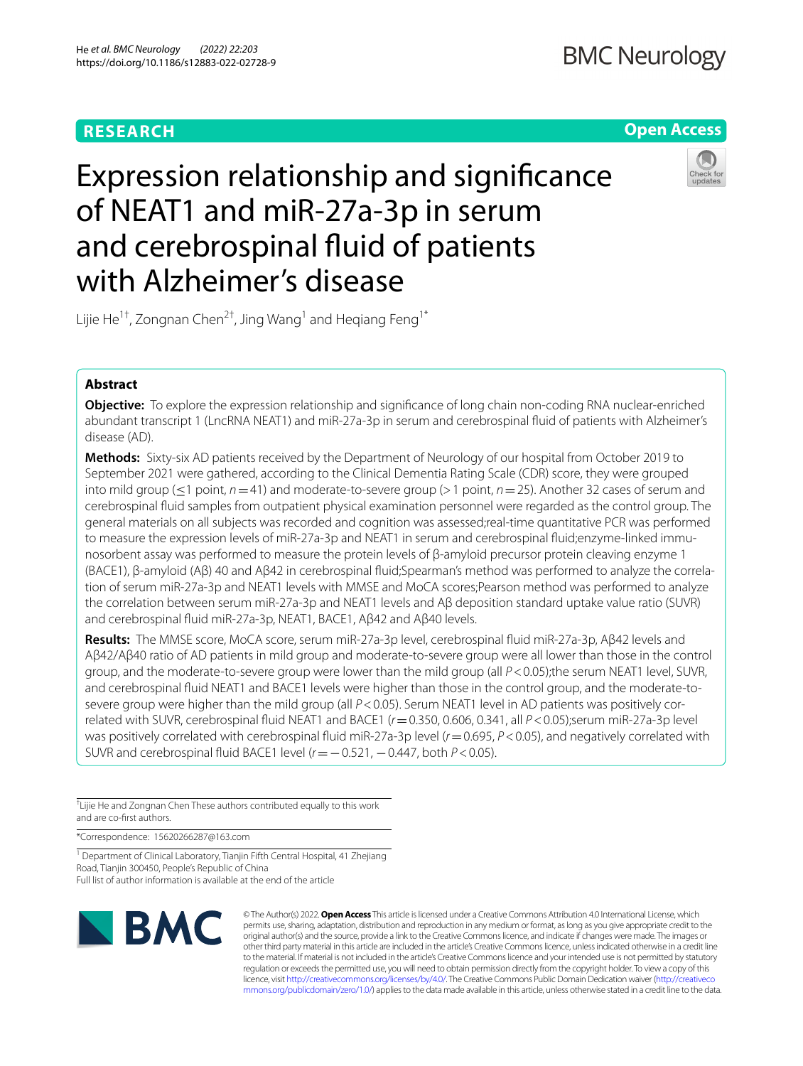**RESEARCH** **Open Access**

# Expression relationship and significance of NEAT1 and miR-27a-3p in serum and cerebrospinal fluid of patients with Alzheimer's disease

Lijie He[1†], Zongnan Chen[2†], Jing Wang[1] and Heqiang Feng[1*]

## Abstract

**Objective:** To explore the expression relationship and significance of long chain non-coding RNA nuclear-enriched abundant transcript 1 (LncRNA NEAT1) and miR-27a-3p in serum and cerebrospinal fluid of patients with Alzheimer's disease (AD).

**Methods:** Sixty-six AD patients received by the Department of Neurology of our hospital from October 2019 to September 2021 were gathered, according to the Clinical Dementia Rating Scale (CDR) score, they were grouped into mild group (≤1 point, $n=41$) and moderate-to-severe group (> 1 point, $n=25$). Another 32 cases of serum and cerebrospinal fluid samples from outpatient physical examination personnel were regarded as the control group. The general materials on all subjects was recorded and cognition was assessed;real-time quantitative PCR was performed to measure the expression levels of miR-27a-3p and NEAT1 in serum and cerebrospinal fluid;enzyme-linked immunosorbent assay was performed to measure the protein levels of β-amyloid precursor protein cleaving enzyme 1 (BACE1), β-amyloid (Aβ) 40 and Aβ42 in cerebrospinal fluid;Spearman's method was performed to analyze the correlation of serum miR-27a-3p and NEAT1 levels with MMSE and MoCA scores;Pearson method was performed to analyze the correlation between serum miR-27a-3p and NEAT1 levels and Aβ deposition standard uptake value ratio (SUVR) and cerebrospinal fluid miR-27a-3p, NEAT1, BACE1, Aβ42 and Aβ40 levels.

**Results:** The MMSE score, MoCA score, serum miR-27a-3p level, cerebrospinal fluid miR-27a-3p, Aβ42 levels and Aβ42/Aβ40 ratio of AD patients in mild group and moderate-to-severe group were all lower than those in the control group, and the moderate-to-severe group were lower than the mild group (all $P<0.05$);the serum NEAT1 level, SUVR, and cerebrospinal fluid NEAT1 and BACE1 levels were higher than those in the control group, and the moderate-to-severe group were higher than the mild group (all $P<0.05$). Serum NEAT1 level in AD patients was positively correlated with SUVR, cerebrospinal fluid NEAT1 and BACE1 ($r=0.350$, 0.606, 0.341, all $P<0.05$);serum miR-27a-3p level was positively correlated with cerebrospinal fluid miR-27a-3p level ($r=0.695$, $P<0.05$), and negatively correlated with SUVR and cerebrospinal fluid BACE1 level ($r=-0.521$, $-0.447$, both $P<0.05$).

†Lijie He and Zongnan Chen These authors contributed equally to this work and are co-first authors.

*Correspondence: 15620266287@163.com

[1] Department of Clinical Laboratory, Tianjin Fifth Central Hospital, 41 Zhejiang Road, Tianjin 300450, People's Republic of China
Full list of author information is available at the end of the article

© The Author(s) 2022. **Open Access** This article is licensed under a Creative Commons Attribution 4.0 International License, which permits use, sharing, adaptation, distribution and reproduction in any medium or format, as long as you give appropriate credit to the original author(s) and the source, provide a link to the Creative Commons licence, and indicate if changes were made. The images or other third party material in this article are included in the article's Creative Commons licence, unless indicated otherwise in a credit line to the material. If material is not included in the article's Creative Commons licence and your intended use is not permitted by statutory regulation or exceeds the permitted use, you will need to obtain permission directly from the copyright holder. To view a copy of this licence, visit http://creativecommons.org/licenses/by/4.0/. The Creative Commons Public Domain Dedication waiver (http://creativecommons.org/publicdomain/zero/1.0/) applies to the data made available in this article, unless otherwise stated in a credit line to the data.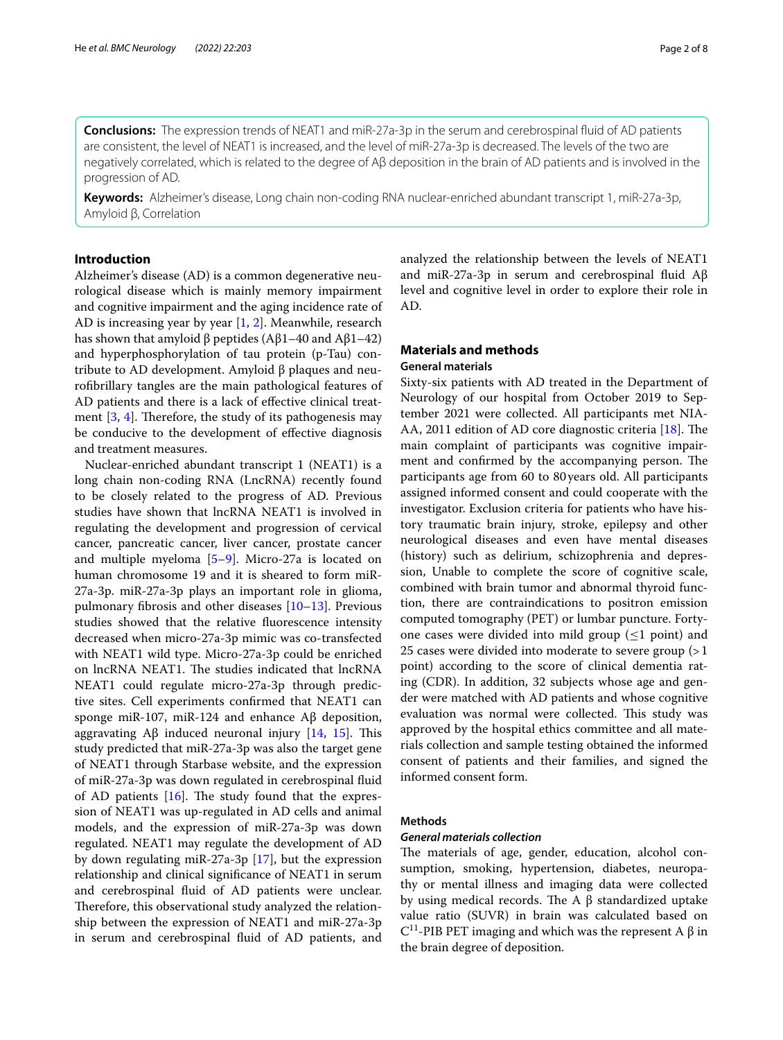**Conclusions:** The expression trends of NEAT1 and miR-27a-3p in the serum and cerebrospinal fluid of AD patients are consistent, the level of NEAT1 is increased, and the level of miR-27a-3p is decreased. The levels of the two are negatively correlated, which is related to the degree of Aβ deposition in the brain of AD patients and is involved in the progression of AD.

**Keywords:** Alzheimer's disease, Long chain non-coding RNA nuclear-enriched abundant transcript 1, miR-27a-3p, Amyloid β, Correlation

## Introduction

Alzheimer's disease (AD) is a common degenerative neurological disease which is mainly memory impairment and cognitive impairment and the aging incidence rate of AD is increasing year by year [1, 2]. Meanwhile, research has shown that amyloid β peptides (Aβ1–40 and Aβ1–42) and hyperphosphorylation of tau protein (p-Tau) contribute to AD development. Amyloid β plaques and neurofibrillary tangles are the main pathological features of AD patients and there is a lack of effective clinical treatment [3, 4]. Therefore, the study of its pathogenesis may be conducive to the development of effective diagnosis and treatment measures.

Nuclear-enriched abundant transcript 1 (NEAT1) is a long chain non-coding RNA (LncRNA) recently found to be closely related to the progress of AD. Previous studies have shown that lncRNA NEAT1 is involved in regulating the development and progression of cervical cancer, pancreatic cancer, liver cancer, prostate cancer and multiple myeloma [5–9]. Micro-27a is located on human chromosome 19 and it is sheared to form miR-27a-3p. miR-27a-3p plays an important role in glioma, pulmonary fibrosis and other diseases [10–13]. Previous studies showed that the relative fluorescence intensity decreased when micro-27a-3p mimic was co-transfected with NEAT1 wild type. Micro-27a-3p could be enriched on lncRNA NEAT1. The studies indicated that lncRNA NEAT1 could regulate micro-27a-3p through predictive sites. Cell experiments confirmed that NEAT1 can sponge miR-107, miR-124 and enhance Aβ deposition, aggravating Aβ induced neuronal injury [14, 15]. This study predicted that miR-27a-3p was also the target gene of NEAT1 through Starbase website, and the expression of miR-27a-3p was down regulated in cerebrospinal fluid of AD patients [16]. The study found that the expression of NEAT1 was up-regulated in AD cells and animal models, and the expression of miR-27a-3p was down regulated. NEAT1 may regulate the development of AD by down regulating miR-27a-3p [17], but the expression relationship and clinical significance of NEAT1 in serum and cerebrospinal fluid of AD patients were unclear. Therefore, this observational study analyzed the relationship between the expression of NEAT1 and miR-27a-3p in serum and cerebrospinal fluid of AD patients, and analyzed the relationship between the levels of NEAT1 and miR-27a-3p in serum and cerebrospinal fluid Aβ level and cognitive level in order to explore their role in AD.

## Materials and methods

### General materials

Sixty-six patients with AD treated in the Department of Neurology of our hospital from October 2019 to September 2021 were collected. All participants met NIA-AA, 2011 edition of AD core diagnostic criteria [18]. The main complaint of participants was cognitive impairment and confirmed by the accompanying person. The participants age from 60 to 80 years old. All participants assigned informed consent and could cooperate with the investigator. Exclusion criteria for patients who have history traumatic brain injury, stroke, epilepsy and other neurological diseases and even have mental diseases (history) such as delirium, schizophrenia and depression, Unable to complete the score of cognitive scale, combined with brain tumor and abnormal thyroid function, there are contraindications to positron emission computed tomography (PET) or lumbar puncture. Forty-one cases were divided into mild group ($\leq$1 point) and 25 cases were divided into moderate to severe group (>1 point) according to the score of clinical dementia rating (CDR). In addition, 32 subjects whose age and gender were matched with AD patients and whose cognitive evaluation was normal were collected. This study was approved by the hospital ethics committee and all materials collection and sample testing obtained the informed consent of patients and their families, and signed the informed consent form.

### Methods

#### *General materials collection*

The materials of age, gender, education, alcohol consumption, smoking, hypertension, diabetes, neuropathy or mental illness and imaging data were collected by using medical records. The A β standardized uptake value ratio (SUVR) in brain was calculated based on $C^{11}$-PIB PET imaging and which was the represent A β in the brain degree of deposition.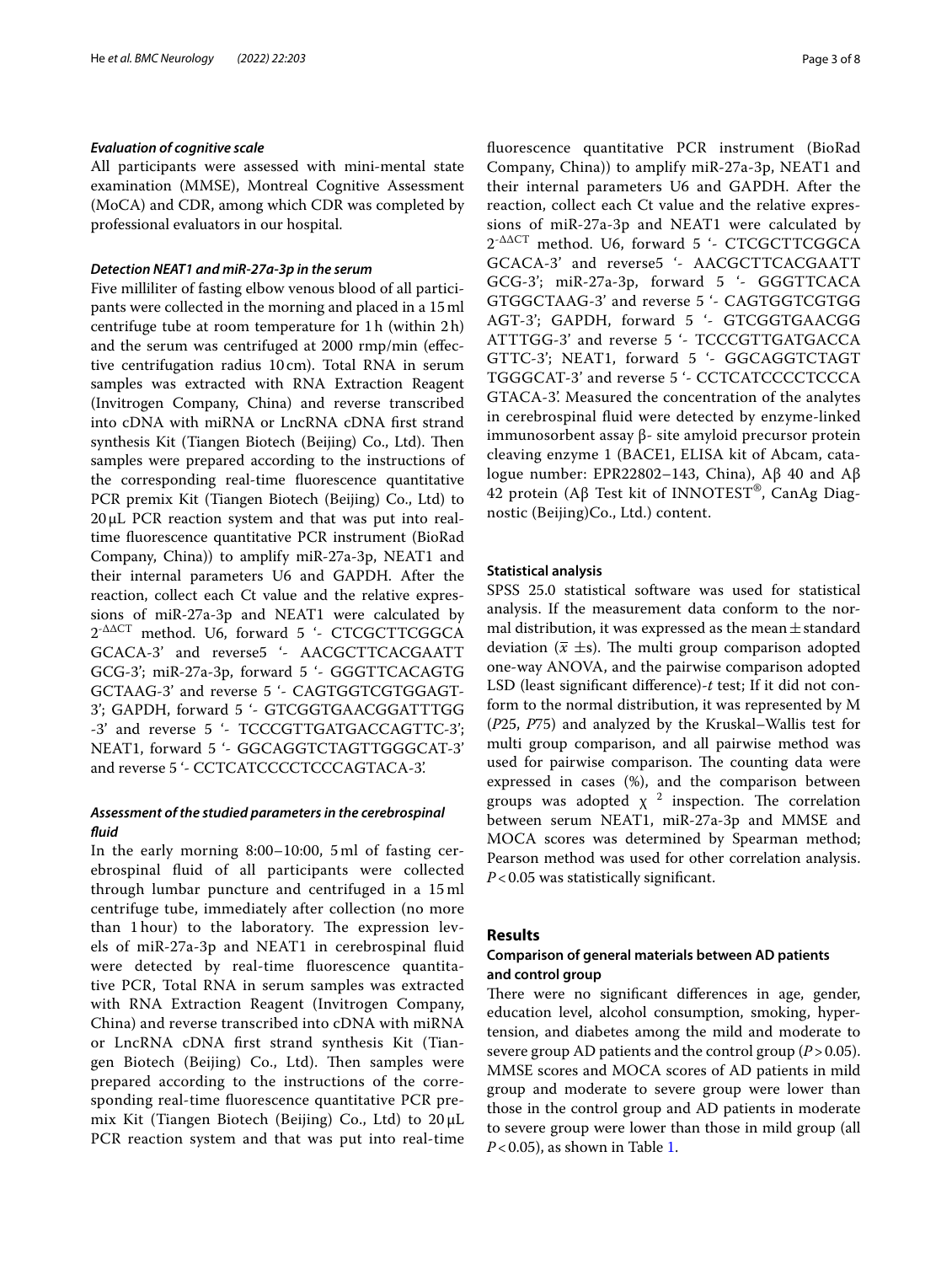### *Evaluation of cognitive scale*

All participants were assessed with mini-mental state examination (MMSE), Montreal Cognitive Assessment (MoCA) and CDR, among which CDR was completed by professional evaluators in our hospital.

### *Detection NEAT1 and miR-27a-3p in the serum*

Five milliliter of fasting elbow venous blood of all participants were collected in the morning and placed in a 15 ml centrifuge tube at room temperature for 1 h (within 2 h) and the serum was centrifuged at 2000 rmp/min (effective centrifugation radius 10 cm). Total RNA in serum samples was extracted with RNA Extraction Reagent (Invitrogen Company, China) and reverse transcribed into cDNA with miRNA or LncRNA cDNA first strand synthesis Kit (Tiangen Biotech (Beijing) Co., Ltd). Then samples were prepared according to the instructions of the corresponding real-time fluorescence quantitative PCR premix Kit (Tiangen Biotech (Beijing) Co., Ltd) to 20 μL PCR reaction system and that was put into real-time fluorescence quantitative PCR instrument (BioRad Company, China)) to amplify miR-27a-3p, NEAT1 and their internal parameters U6 and GAPDH. After the reaction, collect each Ct value and the relative expressions of miR-27a-3p and NEAT1 were calculated by $2^{-\Delta\Delta CT}$ method. U6, forward 5 '- CTCGCTTCGGCA GCACA-3' and reverse5 '- AACGCTTCACGAATT GCG-3'; miR-27a-3p, forward 5 '- GGGTTCACAGTG GCTAAG-3' and reverse 5 '- CAGTGGTCGTGGAGT-3'; GAPDH, forward 5 '- GTCGGTGAACGGATTTGG -3' and reverse 5 '- TCCCGTTGATGACCAGTTC-3'; NEAT1, forward 5 '- GGCAGGTCTAGTTGGGCAT-3' and reverse 5 '- CCTCATCCCCTCCCAGTACA-3'.

### *Assessment of the studied parameters in the cerebrospinal fluid*

In the early morning 8:00–10:00, 5 ml of fasting cerebrospinal fluid of all participants were collected through lumbar puncture and centrifuged in a 15 ml centrifuge tube, immediately after collection (no more than 1 hour) to the laboratory. The expression levels of miR-27a-3p and NEAT1 in cerebrospinal fluid were detected by real-time fluorescence quantitative PCR, Total RNA in serum samples was extracted with RNA Extraction Reagent (Invitrogen Company, China) and reverse transcribed into cDNA with miRNA or LncRNA cDNA first strand synthesis Kit (Tiangen Biotech (Beijing) Co., Ltd). Then samples were prepared according to the instructions of the corresponding real-time fluorescence quantitative PCR premix Kit (Tiangen Biotech (Beijing) Co., Ltd) to 20 μL PCR reaction system and that was put into real-time fluorescence quantitative PCR instrument (BioRad Company, China)) to amplify miR-27a-3p, NEAT1 and their internal parameters U6 and GAPDH. After the reaction, collect each Ct value and the relative expressions of miR-27a-3p and NEAT1 were calculated by $2^{-\Delta\Delta CT}$ method. U6, forward 5 '- CTCGCTTCGGCA GCACA-3' and reverse5 '- AACGCTTCACGAATT GCG-3'; miR-27a-3p, forward 5 '- GGGTTCACA GTGGCTAAG-3' and reverse 5 '- CAGTGGTCGTGG AGT-3'; GAPDH, forward 5 '- GTCGGTGAACGG ATTTGG-3' and reverse 5 '- TCCCGTTGATGACCA GTTC-3'; NEAT1, forward 5 '- GGCAGGTCTAGT TGGGCAT-3' and reverse 5 '- CCTCATCCCCTCCCA GTACA-3'. Measured the concentration of the analytes in cerebrospinal fluid were detected by enzyme-linked immunosorbent assay β- site amyloid precursor protein cleaving enzyme 1 (BACE1, ELISA kit of Abcam, catalogue number: EPR22802–143, China), Aβ 40 and Aβ 42 protein (Aβ Test kit of INNOTEST®, CanAg Diagnostic (Beijing)Co., Ltd.) content.

### Statistical analysis

SPSS 25.0 statistical software was used for statistical analysis. If the measurement data conform to the normal distribution, it was expressed as the mean ± standard deviation ($\bar{x}$ ±s). The multi group comparison adopted one-way ANOVA, and the pairwise comparison adopted LSD (least significant difference)-*t* test; If it did not conform to the normal distribution, it was represented by M (*P*25, *P*75) and analyzed by the Kruskal–Wallis test for multi group comparison, and all pairwise method was used for pairwise comparison. The counting data were expressed in cases (%), and the comparison between groups was adopted $\chi^2$ inspection. The correlation between serum NEAT1, miR-27a-3p and MMSE and MOCA scores was determined by Spearman method; Pearson method was used for other correlation analysis. $P < 0.05$ was statistically significant.

## Results

### Comparison of general materials between AD patients and control group

There were no significant differences in age, gender, education level, alcohol consumption, smoking, hypertension, and diabetes among the mild and moderate to severe group AD patients and the control group ($P > 0.05$). MMSE scores and MOCA scores of AD patients in mild group and moderate to severe group were lower than those in the control group and AD patients in moderate to severe group were lower than those in mild group (all $P < 0.05$), as shown in Table 1.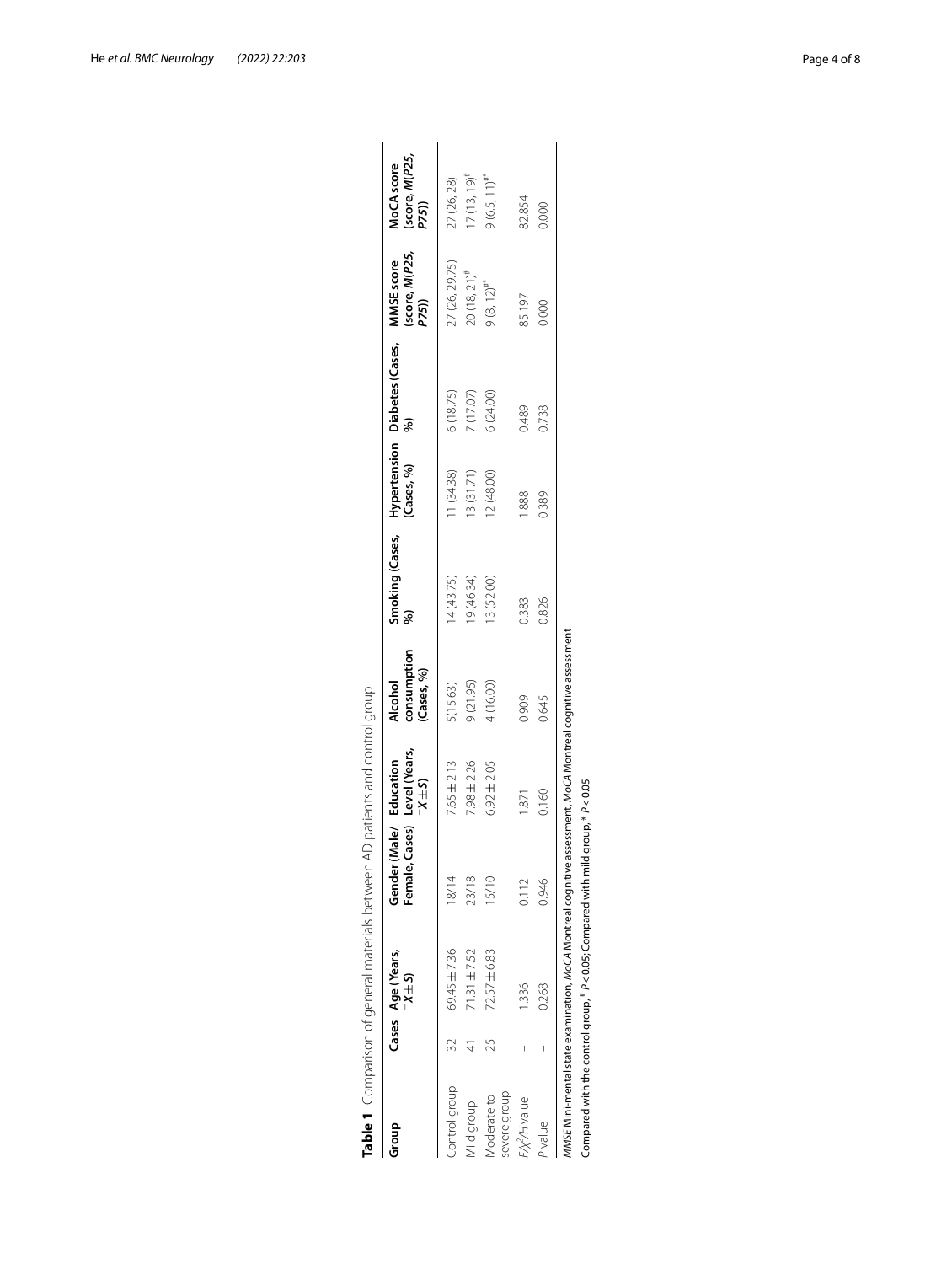**Table 1** Comparison of general materials between AD patients and control group

| Group | Cases | Age (Years, $\bar{X} \pm S$) | Gender (Male/Female, Cases) | Education Level (Years, $\bar{X} \pm S$) | Alcohol consumption (Cases, %) | Smoking (Cases, %) | Hypertension (Cases, %) | Diabetes (Cases, %) | MMSE score (score, *M*(*P25*, *P75*)) | MoCA score (score, *M*(*P25*, *P75*)) |
|---|---|---|---|---|---|---|---|---|---|---|
| Control group | 32 | 69.45 ± 7.36 | 18/14 | 7.65 ± 2.13 | 5(15.63) | 14 (43.75) | 11 (34.38) | 6 (18.75) | 27 (26, 29.75) | 27 (26, 28) |
| Mild group | 41 | 71.31 ± 7.52 | 23/18 | 7.98 ± 2.26 | 9 (21.95) | 19 (46.34) | 13 (31.71) | 7 (17.07) | 20 (18, 21)[#] | 17 (13, 19)[#] |
| Moderate to severe group | 25 | 72.57 ± 6.83 | 15/10 | 6.92 ± 2.05 | 4 (16.00) | 13 (52.00) | 12 (48.00) | 6 (24.00) | 9 (8, 12)[#*] | 9 (6.5, 11)[#*] |
| $F/\chi^2/H$ value | – | 1.336 | 0.112 | 1.871 | 0.909 | 0.383 | 1.888 | 0.489 | 85.197 | 82.854 |
| *P* value | – | 0.268 | 0.946 | 0.160 | 0.645 | 0.826 | 0.389 | 0.738 | 0.000 | 0.000 |

*MMSE* Mini-mental state examination, *MoCA* Montreal cognitive assessment, *MoCA* Montreal cognitive assessment

Compared with the control group, [#] $P < 0.05$; Compared with mild group, [*] $P < 0.05$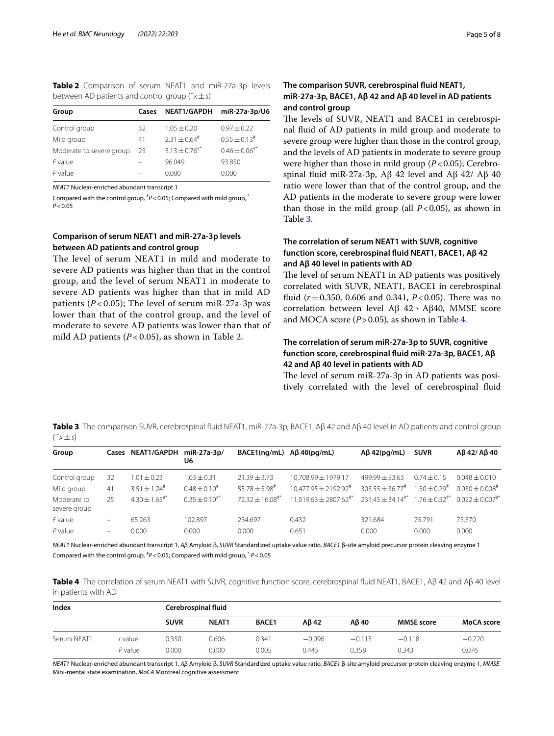**Table 2** Comparison of serum NEAT1 and miR-27a-3p levels between AD patients and control group ($\bar{x} \pm s$)

| Group | Cases | NEAT1/GAPDH | miR-27a-3p/U6 |
|---|---|---|---|
| Control group | 32 | 1.05 ± 0.20 | 0.97 ± 0.22 |
| Mild group | 41 | 2.31 ± 0.64[#] | 0.55 ± 0.13[#] |
| Moderate to severe group | 25 | 3.13 ± 0.76[#*] | 0.46 ± 0.06[#*] |
| *F* value | – | 96.049 | 93.850 |
| *P* value | – | 0.000 | 0.000 |

*NEAT1* Nuclear-enriched abundant transcript 1

Compared with the control group, [#]$P < 0.05$; Compared with mild group, [*] $P < 0.05$

### Comparison of serum NEAT1 and miR-27a-3p levels between AD patients and control group

The level of serum NEAT1 in mild and moderate to severe AD patients was higher than that in the control group, and the level of serum NEAT1 in moderate to severe AD patients was higher than that in mild AD patients ($P < 0.05$); The level of serum miR-27a-3p was lower than that of the control group, and the level of moderate to severe AD patients was lower than that of mild AD patients ($P < 0.05$), as shown in Table 2.

### The comparison SUVR, cerebrospinal fluid NEAT1, miR-27a-3p, BACE1, Aβ 42 and Aβ 40 level in AD patients and control group

The levels of SUVR, NEAT1 and BACE1 in cerebrospinal fluid of AD patients in mild group and moderate to severe group were higher than those in the control group, and the levels of AD patients in moderate to severe group were higher than those in mild group ($P < 0.05$); Cerebrospinal fluid miR-27a-3p, Aβ 42 level and Aβ 42/ Aβ 40 ratio were lower than that of the control group, and the AD patients in the moderate to severe group were lower than those in the mild group (all $P < 0.05$), as shown in Table 3.

### The correlation of serum NEAT1 with SUVR, cognitive function score, cerebrospinal fluid NEAT1, BACE1, Aβ 42 and Aβ 40 level in patients with AD

The level of serum NEAT1 in AD patients was positively correlated with SUVR, NEAT1, BACE1 in cerebrospinal fluid ($r = 0.350$, 0.606 and 0.341, $P < 0.05$). There was no correlation between level Aβ 42、Aβ40, MMSE score and MOCA score ($P > 0.05$), as shown in Table 4.

### The correlation of serum miR-27a-3p to SUVR, cognitive function score, cerebrospinal fluid miR-27a-3p, BACE1, Aβ 42 and Aβ 40 level in patients with AD

The level of serum miR-27a-3p in AD patients was positively correlated with the level of cerebrospinal fluid

**Table 3** The comparison SUVR, cerebrospinal fluid NEAT1, miR-27a-3p, BACE1, Aβ 42 and Aβ 40 level in AD patients and control group ($\bar{x} \pm s$)

| Group | Cases | NEAT1/GAPDH | miR-27a-3p/U6 | BACE1(ng/mL) | Aβ 40(pg/mL) | Aβ 42(pg/mL) | SUVR | Aβ 42/ Aβ 40 |
|---|---|---|---|---|---|---|---|---|
| Control group | 32 | 1.01 ± 0.23 | 1.03 ± 0.31 | 21.39 ± 3.73 | 10,708.99 ± 1979.17 | 499.99 ± 53.63 | 0.74 ± 0.15 | 0.048 ± 0.010 |
| Mild group | 41 | 3.51 ± 1.24[#] | 0.48 ± 0.10[#] | 55.78 ± 5.98[#] | 10,477.95 ± 2192.92[#] | 303.55 ± 36.77[#] | 1.50 ± 0.29[#] | 0.030 ± 0.008[#] |
| Moderate to severe group | 25 | 4.30 ± 1.65[#*] | 0.35 ± 0.10[#*] | 72.32 ± 16.08[#*] | 11,019.63 ± 2807.62[#*] | 231.45 ± 34.14[#*] | 1.76 ± 0.52[#*] | 0.022 ± 0.007[#*] |
| *F* value | – | 65.263 | 102.897 | 234.697 | 0.432 | 321.684 | 75.791 | 73.370 |
| *P* value | – | 0.000 | 0.000 | 0.000 | 0.651 | 0.000 | 0.000 | 0.000 |

*NEAT1* Nuclear-enriched abundant transcript 1, *Aβ* Amyloid β, *SUVR* Standardized uptake value ratio, *BACE1* β-site amyloid precursor protein cleaving enzyme 1

Compared with the control group, [#]$P < 0.05$; Compared with mild group, [*] $P < 0.05$

**Table 4** The correlation of serum NEAT1 with SUVR, cognitive function score, cerebrospinal fluid NEAT1, BACE1, Aβ 42 and Aβ 40 level in patients with AD

| Index | | Cerebrospinal fluid | | | | | | |
|---|---|---|---|---|---|---|---|---|
| | | SUVR | NEAT1 | BACE1 | Aβ 42 | Aβ 40 | MMSE score | MoCA score |
| Serum NEAT1 | *r* value | 0.350 | 0.606 | 0.341 | −0.096 | −0.115 | −0.118 | −0.220 |
| | *P* value | 0.000 | 0.000 | 0.005 | 0.445 | 0.358 | 0.343 | 0.076 |

*NEAT1* Nuclear-enriched abundant transcript 1, *Aβ* Amyloid β, *SUVR* Standardized uptake value ratio, *BACE1* β-site amyloid precursor protein cleaving enzyme 1, *MMSE* Mini-mental state examination, *MoCA* Montreal cognitive assessment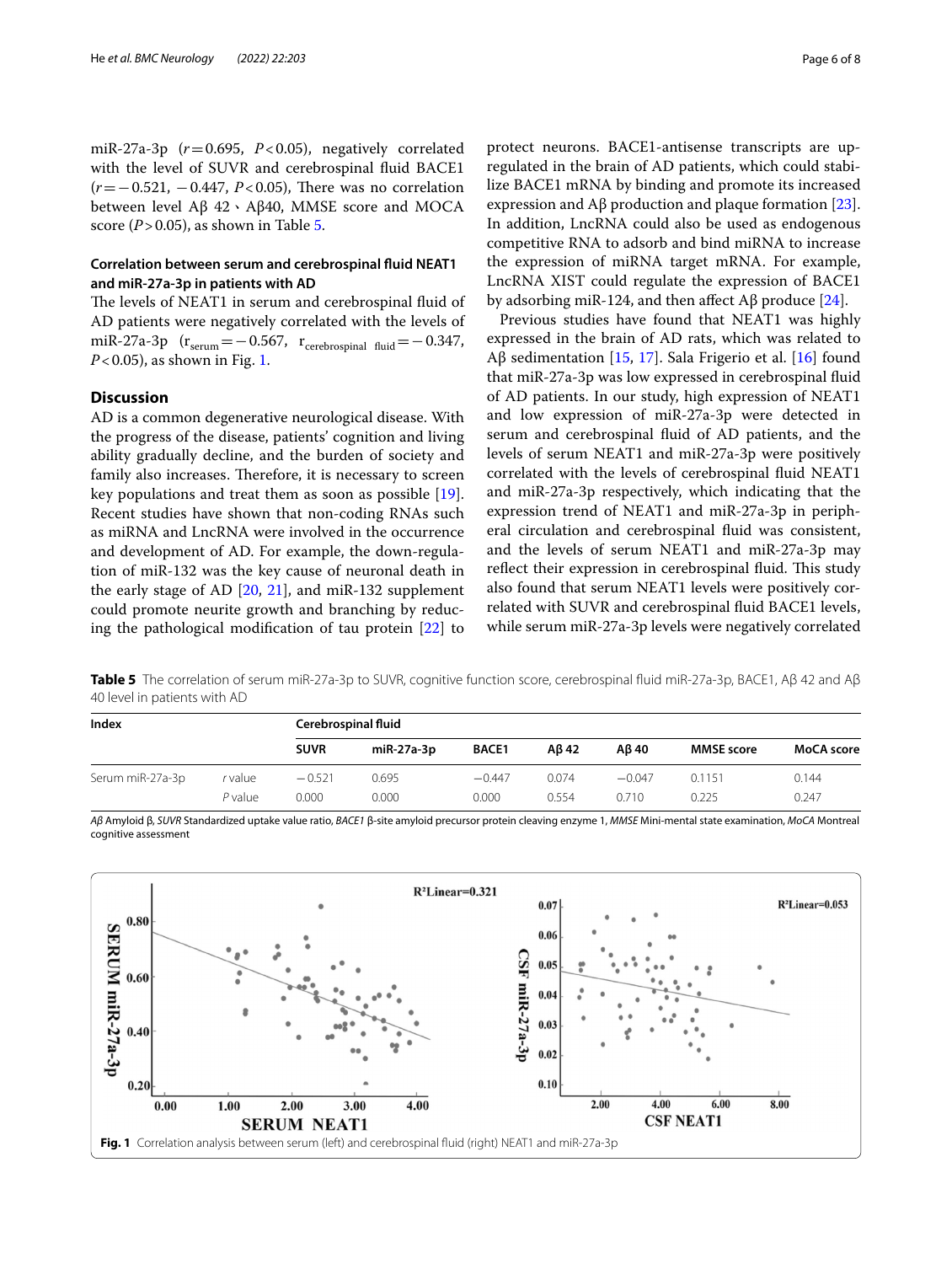miR-27a-3p ($r=0.695$, $P<0.05$), negatively correlated with the level of SUVR and cerebrospinal fluid BACE1 ($r=-0.521$, $-0.447$, $P<0.05$), There was no correlation between level Aβ 42、Aβ40, MMSE score and MOCA score ($P>0.05$), as shown in Table 5.

### Correlation between serum and cerebrospinal fluid NEAT1 and miR-27a-3p in patients with AD

The levels of NEAT1 in serum and cerebrospinal fluid of AD patients were negatively correlated with the levels of miR-27a-3p ($r_{serum}=-0.567$, $r_{cerebrospinal\ fluid}=-0.347$, $P<0.05$), as shown in Fig. 1.

## Discussion

AD is a common degenerative neurological disease. With the progress of the disease, patients' cognition and living ability gradually decline, and the burden of society and family also increases. Therefore, it is necessary to screen key populations and treat them as soon as possible [19]. Recent studies have shown that non-coding RNAs such as miRNA and LncRNA were involved in the occurrence and development of AD. For example, the down-regulation of miR-132 was the key cause of neuronal death in the early stage of AD [20, 21], and miR-132 supplement could promote neurite growth and branching by reducing the pathological modification of tau protein [22] to protect neurons. BACE1-antisense transcripts are up-regulated in the brain of AD patients, which could stabilize BACE1 mRNA by binding and promote its increased expression and Aβ production and plaque formation [23]. In addition, LncRNA could also be used as endogenous competitive RNA to adsorb and bind miRNA to increase the expression of miRNA target mRNA. For example, LncRNA XIST could regulate the expression of BACE1 by adsorbing miR-124, and then affect Aβ produce [24].

Previous studies have found that NEAT1 was highly expressed in the brain of AD rats, which was related to Aβ sedimentation [15, 17]. Sala Frigerio et al. [16] found that miR-27a-3p was low expressed in cerebrospinal fluid of AD patients. In our study, high expression of NEAT1 and low expression of miR-27a-3p were detected in serum and cerebrospinal fluid of AD patients, and the levels of serum NEAT1 and miR-27a-3p were positively correlated with the levels of cerebrospinal fluid NEAT1 and miR-27a-3p respectively, which indicating that the expression trend of NEAT1 and miR-27a-3p in peripheral circulation and cerebrospinal fluid was consistent, and the levels of serum NEAT1 and miR-27a-3p may reflect their expression in cerebrospinal fluid. This study also found that serum NEAT1 levels were positively correlated with SUVR and cerebrospinal fluid BACE1 levels, while serum miR-27a-3p levels were negatively correlated

**Table 5** The correlation of serum miR-27a-3p to SUVR, cognitive function score, cerebrospinal fluid miR-27a-3p, BACE1, Aβ 42 and Aβ 40 level in patients with AD

| Index | | Cerebrospinal fluid | | | | | | |
|---|---|---|---|---|---|---|---|---|
| | | SUVR | miR-27a-3p | BACE1 | Aβ 42 | Aβ 40 | MMSE score | MoCA score |
| Serum miR-27a-3p | *r* value | −0.521 | 0.695 | −0.447 | 0.074 | −0.047 | 0.1151 | 0.144 |
| | *P* value | 0.000 | 0.000 | 0.000 | 0.554 | 0.710 | 0.225 | 0.247 |

*Aβ* Amyloid β, *SUVR* Standardized uptake value ratio, *BACE1* β-site amyloid precursor protein cleaving enzyme 1, *MMSE* Mini-mental state examination, *MoCA* Montreal cognitive assessment

**Fig. 1** Correlation analysis between serum (left) and cerebrospinal fluid (right) NEAT1 and miR-27a-3p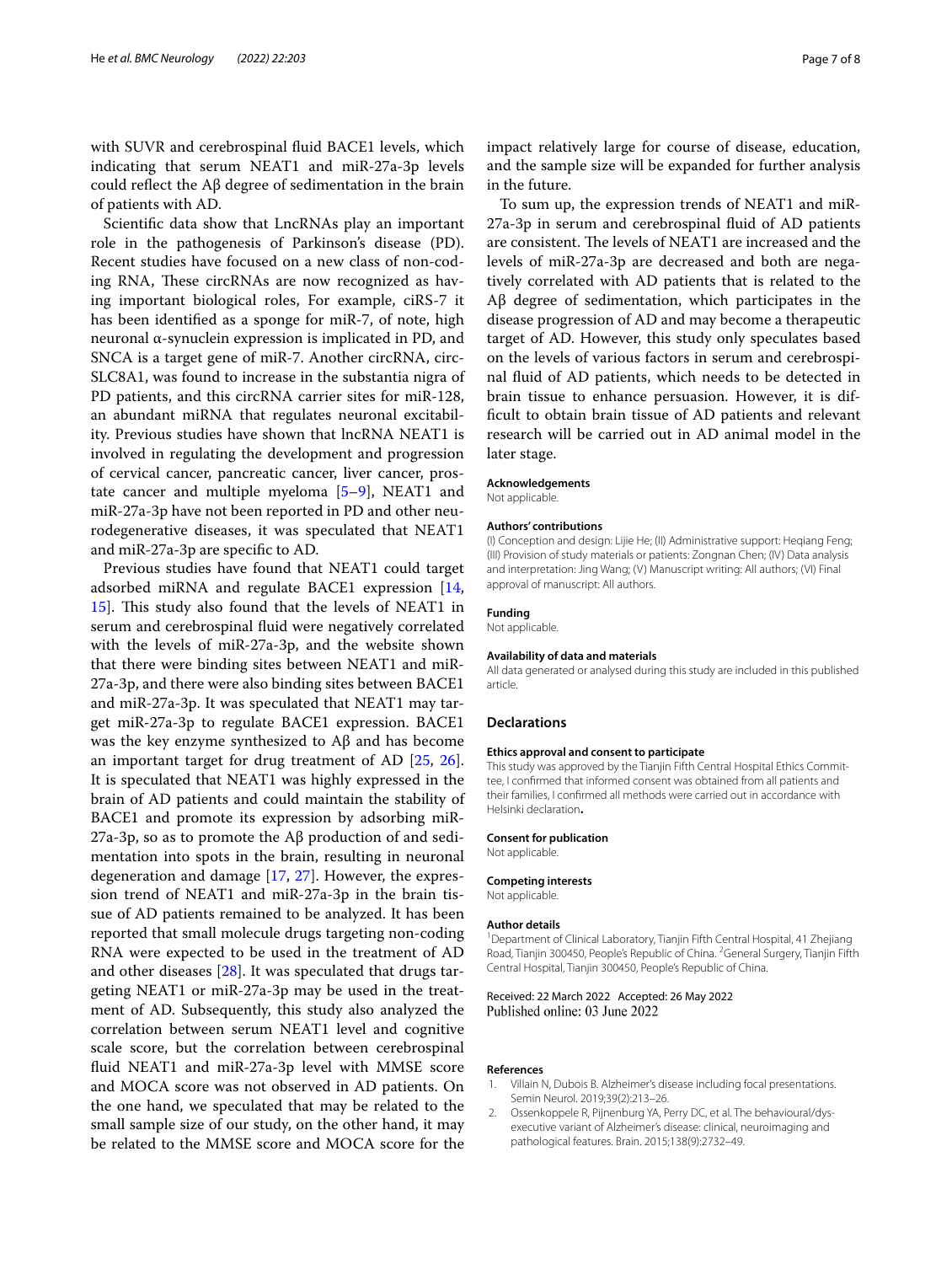with SUVR and cerebrospinal fluid BACE1 levels, which indicating that serum NEAT1 and miR-27a-3p levels could reflect the Aβ degree of sedimentation in the brain of patients with AD.

Scientific data show that LncRNAs play an important role in the pathogenesis of Parkinson's disease (PD). Recent studies have focused on a new class of non-coding RNA, These circRNAs are now recognized as having important biological roles, For example, ciRS-7 it has been identified as a sponge for miR-7, of note, high neuronal α-synuclein expression is implicated in PD, and SNCA is a target gene of miR-7. Another circRNA, circ-SLC8A1, was found to increase in the substantia nigra of PD patients, and this circRNA carrier sites for miR-128, an abundant miRNA that regulates neuronal excitability. Previous studies have shown that lncRNA NEAT1 is involved in regulating the development and progression of cervical cancer, pancreatic cancer, liver cancer, prostate cancer and multiple myeloma [5–9], NEAT1 and miR-27a-3p have not been reported in PD and other neurodegenerative diseases, it was speculated that NEAT1 and miR-27a-3p are specific to AD.

Previous studies have found that NEAT1 could target adsorbed miRNA and regulate BACE1 expression [14, 15]. This study also found that the levels of NEAT1 in serum and cerebrospinal fluid were negatively correlated with the levels of miR-27a-3p, and the website shown that there were binding sites between NEAT1 and miR-27a-3p, and there were also binding sites between BACE1 and miR-27a-3p. It was speculated that NEAT1 may target miR-27a-3p to regulate BACE1 expression. BACE1 was the key enzyme synthesized to Aβ and has become an important target for drug treatment of AD [25, 26]. It is speculated that NEAT1 was highly expressed in the brain of AD patients and could maintain the stability of BACE1 and promote its expression by adsorbing miR-27a-3p, so as to promote the Aβ production of and sedimentation into spots in the brain, resulting in neuronal degeneration and damage [17, 27]. However, the expression trend of NEAT1 and miR-27a-3p in the brain tissue of AD patients remained to be analyzed. It has been reported that small molecule drugs targeting non-coding RNA were expected to be used in the treatment of AD and other diseases [28]. It was speculated that drugs targeting NEAT1 or miR-27a-3p may be used in the treatment of AD. Subsequently, this study also analyzed the correlation between serum NEAT1 level and cognitive scale score, but the correlation between cerebrospinal fluid NEAT1 and miR-27a-3p level with MMSE score and MOCA score was not observed in AD patients. On the one hand, we speculated that may be related to the small sample size of our study, on the other hand, it may be related to the MMSE score and MOCA score for the impact relatively large for course of disease, education, and the sample size will be expanded for further analysis in the future.

To sum up, the expression trends of NEAT1 and miR-27a-3p in serum and cerebrospinal fluid of AD patients are consistent. The levels of NEAT1 are increased and the levels of miR-27a-3p are decreased and both are negatively correlated with AD patients that is related to the Aβ degree of sedimentation, which participates in the disease progression of AD and may become a therapeutic target of AD. However, this study only speculates based on the levels of various factors in serum and cerebrospinal fluid of AD patients, which needs to be detected in brain tissue to enhance persuasion. However, it is difficult to obtain brain tissue of AD patients and relevant research will be carried out in AD animal model in the later stage.

#### Acknowledgements
Not applicable.

#### Authors' contributions
(I) Conception and design: Lijie He; (II) Administrative support: Heqiang Feng; (III) Provision of study materials or patients: Zongnan Chen; (IV) Data analysis and interpretation: Jing Wang; (V) Manuscript writing: All authors; (VI) Final approval of manuscript: All authors.

#### Funding
Not applicable.

#### Availability of data and materials
All data generated or analysed during this study are included in this published article.

## Declarations

#### Ethics approval and consent to participate
This study was approved by the Tianjin Fifth Central Hospital Ethics Committee, I confirmed that informed consent was obtained from all patients and their families, I confirmed all methods were carried out in accordance with Helsinki declaration**.**

#### Consent for publication
Not applicable.

#### Competing interests
Not applicable.

#### Author details
[1]Department of Clinical Laboratory, Tianjin Fifth Central Hospital, 41 Zhejiang Road, Tianjin 300450, People's Republic of China. [2]General Surgery, Tianjin Fifth Central Hospital, Tianjin 300450, People's Republic of China.

Received: 22 March 2022 Accepted: 26 May 2022
Published online: 03 June 2022

#### References
1. Villain N, Dubois B. Alzheimer's disease including focal presentations. Semin Neurol. 2019;39(2):213–26.
2. Ossenkoppele R, Pijnenburg YA, Perry DC, et al. The behavioural/dysexecutive variant of Alzheimer's disease: clinical, neuroimaging and pathological features. Brain. 2015;138(9):2732–49.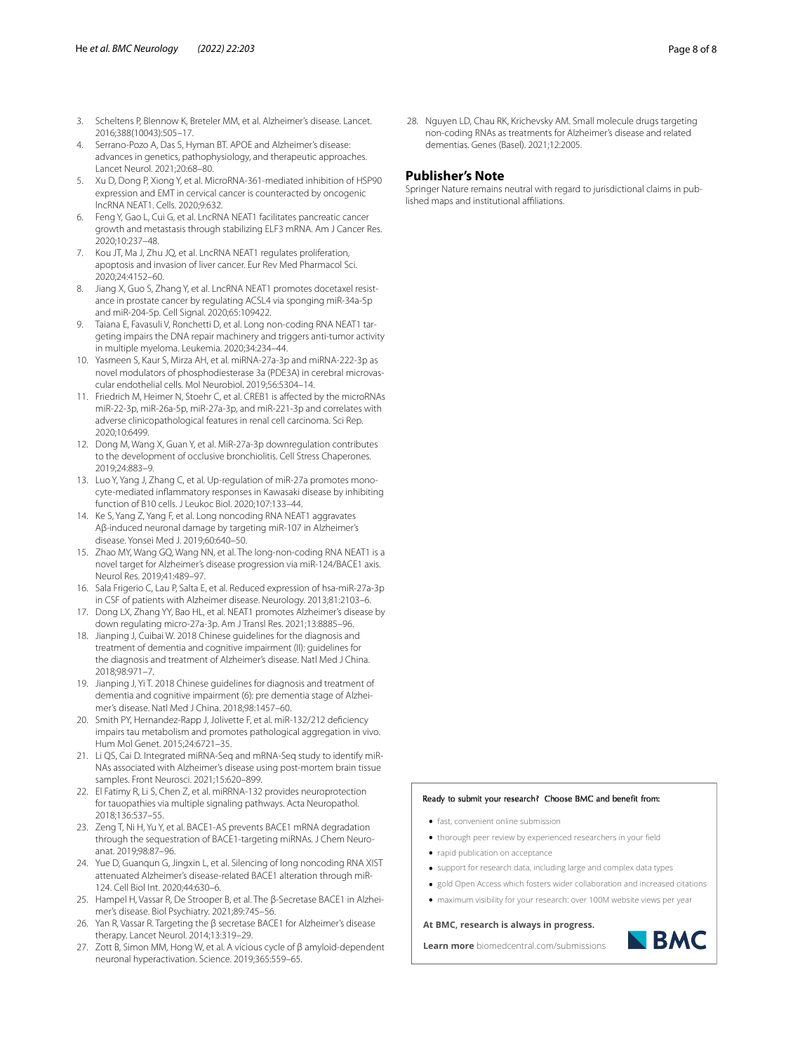3. Scheltens P, Blennow K, Breteler MM, et al. Alzheimer's disease. Lancet. 2016;388(10043):505–17.
4. Serrano-Pozo A, Das S, Hyman BT. APOE and Alzheimer's disease: advances in genetics, pathophysiology, and therapeutic approaches. Lancet Neurol. 2021;20:68–80.
5. Xu D, Dong P, Xiong Y, et al. MicroRNA-361-mediated inhibition of HSP90 expression and EMT in cervical cancer is counteracted by oncogenic lncRNA NEAT1. Cells. 2020;9:632.
6. Feng Y, Gao L, Cui G, et al. LncRNA NEAT1 facilitates pancreatic cancer growth and metastasis through stabilizing ELF3 mRNA. Am J Cancer Res. 2020;10:237–48.
7. Kou JT, Ma J, Zhu JQ, et al. LncRNA NEAT1 regulates proliferation, apoptosis and invasion of liver cancer. Eur Rev Med Pharmacol Sci. 2020;24:4152–60.
8. Jiang X, Guo S, Zhang Y, et al. LncRNA NEAT1 promotes docetaxel resistance in prostate cancer by regulating ACSL4 via sponging miR-34a-5p and miR-204-5p. Cell Signal. 2020;65:109422.
9. Taiana E, Favasuli V, Ronchetti D, et al. Long non-coding RNA NEAT1 targeting impairs the DNA repair machinery and triggers anti-tumor activity in multiple myeloma. Leukemia. 2020;34:234–44.
10. Yasmeen S, Kaur S, Mirza AH, et al. miRNA-27a-3p and miRNA-222-3p as novel modulators of phosphodiesterase 3a (PDE3A) in cerebral microvascular endothelial cells. Mol Neurobiol. 2019;56:5304–14.
11. Friedrich M, Heimer N, Stoehr C, et al. CREB1 is affected by the microRNAs miR-22-3p, miR-26a-5p, miR-27a-3p, and miR-221-3p and correlates with adverse clinicopathological features in renal cell carcinoma. Sci Rep. 2020;10:6499.
12. Dong M, Wang X, Guan Y, et al. MiR-27a-3p downregulation contributes to the development of occlusive bronchiolitis. Cell Stress Chaperones. 2019;24:883–9.
13. Luo Y, Yang J, Zhang C, et al. Up-regulation of miR-27a promotes monocyte-mediated inflammatory responses in Kawasaki disease by inhibiting function of B10 cells. J Leukoc Biol. 2020;107:133–44.
14. Ke S, Yang Z, Yang F, et al. Long noncoding RNA NEAT1 aggravates Aβ-induced neuronal damage by targeting miR-107 in Alzheimer's disease. Yonsei Med J. 2019;60:640–50.
15. Zhao MY, Wang GQ, Wang NN, et al. The long-non-coding RNA NEAT1 is a novel target for Alzheimer's disease progression via miR-124/BACE1 axis. Neurol Res. 2019;41:489–97.
16. Sala Frigerio C, Lau P, Salta E, et al. Reduced expression of hsa-miR-27a-3p in CSF of patients with Alzheimer disease. Neurology. 2013;81:2103–6.
17. Dong LX, Zhang YY, Bao HL, et al. NEAT1 promotes Alzheimer's disease by down regulating micro-27a-3p. Am J Transl Res. 2021;13:8885–96.
18. Jianping J, Cuibai W. 2018 Chinese guidelines for the diagnosis and treatment of dementia and cognitive impairment (II): guidelines for the diagnosis and treatment of Alzheimer's disease. Natl Med J China. 2018;98:971–7.
19. Jianping J, Yi T. 2018 Chinese guidelines for diagnosis and treatment of dementia and cognitive impairment (6): pre dementia stage of Alzheimer's disease. Natl Med J China. 2018;98:1457–60.
20. Smith PY, Hernandez-Rapp J, Jolivette F, et al. miR-132/212 deficiency impairs tau metabolism and promotes pathological aggregation in vivo. Hum Mol Genet. 2015;24:6721–35.
21. Li QS, Cai D. Integrated miRNA-Seq and mRNA-Seq study to identify miRNAs associated with Alzheimer's disease using post-mortem brain tissue samples. Front Neurosci. 2021;15:620–899.
22. El Fatimy R, Li S, Chen Z, et al. miRNA-132 provides neuroprotection for tauopathies via multiple signaling pathways. Acta Neuropathol. 2018;136:537–55.
23. Zeng T, Ni H, Yu Y, et al. BACE1-AS prevents BACE1 mRNA degradation through the sequestration of BACE1-targeting miRNAs. J Chem Neuroanat. 2019;98:87–96.
24. Yue D, Guanqun G, Jingxin L, et al. Silencing of long noncoding RNA XIST attenuated Alzheimer's disease-related BACE1 alteration through miR-124. Cell Biol Int. 2020;44:630–6.
25. Hampel H, Vassar R, De Strooper B, et al. The β-Secretase BACE1 in Alzheimer's disease. Biol Psychiatry. 2021;89:745–56.
26. Yan R, Vassar R. Targeting the β secretase BACE1 for Alzheimer's disease therapy. Lancet Neurol. 2014;13:319–29.
27. Zott B, Simon MM, Hong W, et al. A vicious cycle of β amyloid-dependent neuronal hyperactivation. Science. 2019;365:559–65.
28. Nguyen LD, Chau RK, Krichevsky AM. Small molecule drugs targeting non-coding RNAs as treatments for Alzheimer's disease and related dementias. Genes (Basel). 2021;12:2005.

## Publisher's Note

Springer Nature remains neutral with regard to jurisdictional claims in published maps and institutional affiliations.

Ready to submit your research? Choose BMC and benefit from:

- fast, convenient online submission
- thorough peer review by experienced researchers in your field
- rapid publication on acceptance
- support for research data, including large and complex data types
- gold Open Access which fosters wider collaboration and increased citations
- maximum visibility for your research: over 100M website views per year

**At BMC, research is always in progress.**

**Learn more** biomedcentral.com/submissions